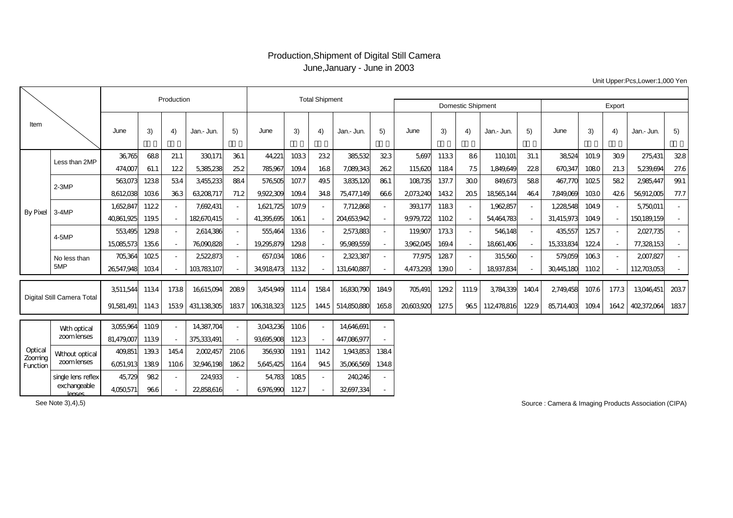# Production,Shipment of Digital Still Camera

June,January - June in 2003

Unit Upper:Pcs,Lower:1,000 Yen

| Item | | Production | | | | | Total Shipment | | | | | Domestic Shipment | | | | | Export | | | | |
|---|---|---|---|---|---|---|---|---|---|---|---|---|---|---|---|---|---|---|---|---|---|
| | | June | 3) | 4) | Jan.- Jun. | 5) | June | 3) | 4) | Jan.- Jun. | 5) | June | 3) | 4) | Jan.- Jun. | 5) | June | 3) | 4) | Jan.- Jun. | 5) |
| By Pixel | Less than 2MP | 36,765 | 68.8 | 21.1 | 330,171 | 36.1 | 44,221 | 103.3 | 23.2 | 385,532 | 32.3 | 5,697 | 113.3 | 8.6 | 110,101 | 31.1 | 38,524 | 101.9 | 30.9 | 275,431 | 32.8 |
| | | 474,007 | 61.1 | 12.2 | 5,385,238 | 25.2 | 785,967 | 109.4 | 16.8 | 7,089,343 | 26.2 | 115,620 | 118.4 | 7.5 | 1,849,649 | 22.8 | 670,347 | 108.0 | 21.3 | 5,239,694 | 27.6 |
| | 2-3MP | 563,073 | 123.8 | 53.4 | 3,455,233 | 88.4 | 576,505 | 107.7 | 49.5 | 3,835,120 | 86.1 | 108,735 | 137.7 | 30.0 | 849,673 | 58.8 | 467,770 | 102.5 | 58.2 | 2,985,447 | 99.1 |
| | | 8,612,038 | 103.6 | 36.3 | 63,208,717 | 71.2 | 9,922,309 | 109.4 | 34.8 | 75,477,149 | 66.6 | 2,073,240 | 143.2 | 20.5 | 18,565,144 | 46.4 | 7,849,069 | 103.0 | 42.6 | 56,912,005 | 77.7 |
| | 3-4MP | 1,652,847 | 112.2 | - | 7,692,431 | - | 1,621,725 | 107.9 | - | 7,712,868 | - | 393,177 | 118.3 | - | 1,962,857 | - | 1,228,548 | 104.9 | - | 5,750,011 | - |
| | | 40,861,925 | 119.5 | - | 182,670,415 | - | 41,395,695 | 106.1 | - | 204,653,942 | - | 9,979,722 | 110.2 | - | 54,464,783 | - | 31,415,973 | 104.9 | - | 150,189,159 | - |
| | 4-5MP | 553,495 | 129.8 | - | 2,614,386 | - | 555,464 | 133.6 | - | 2,573,883 | - | 119,907 | 173.3 | - | 546,148 | - | 435,557 | 125.7 | - | 2,027,735 | - |
| | | 15,085,573 | 135.6 | - | 76,090,828 | - | 19,295,879 | 129.8 | - | 95,989,559 | - | 3,962,045 | 169.4 | - | 18,661,406 | - | 15,333,834 | 122.4 | - | 77,328,153 | - |
| | No less than 5MP | 705,364 | 102.5 | - | 2,522,873 | - | 657,034 | 108.6 | - | 2,323,387 | - | 77,975 | 128.7 | - | 315,560 | - | 579,059 | 106.3 | - | 2,007,827 | - |
| | | 26,547,948 | 103.4 | - | 103,783,107 | - | 34,918,473 | 113.2 | - | 131,640,887 | - | 4,473,293 | 139.0 | - | 18,937,834 | - | 30,445,180 | 110.2 | - | 112,703,053 | - |
| Digital Still Camera Total | | 3,511,544 | 113.4 | 173.8 | 16,615,094 | 208.9 | 3,454,949 | 111.4 | 158.4 | 16,830,790 | 184.9 | 705,491 | 129.2 | 111.9 | 3,784,339 | 140.4 | 2,749,458 | 107.6 | 177.3 | 13,046,451 | 203.7 |
| | | 91,581,491 | 114.3 | 153.9 | 431,138,305 | 183.7 | 106,318,323 | 112.5 | 144.5 | 514,850,880 | 165.8 | 20,603,920 | 127.5 | 96.5 | 112,478,816 | 122.9 | 85,714,403 | 109.4 | 164.2 | 402,372,064 | 183.7 |
| Optical Zooming Function | With optical zoom lenses | 3,055,964 | 110.9 | - | 14,387,704 | - | 3,043,236 | 110.6 | - | 14,646,691 | - | | | | | | | | | | |
| | | 81,479,007 | 113.9 | - | 375,333,491 | - | 93,695,908 | 112.3 | - | 447,086,977 | - | | | | | | | | | | |
| | Without optical zoom lenses | 409,851 | 139.3 | 145.4 | 2,002,457 | 210.6 | 356,930 | 119.1 | 114.2 | 1,943,853 | 138.4 | | | | | | | | | | |
| | | 6,051,913 | 138.9 | 110.6 | 32,946,198 | 186.2 | 5,645,425 | 116.4 | 94.5 | 35,066,569 | 134.8 | | | | | | | | | | |
| | single lens reflex exchangeable lenses | 45,729 | 98.2 | - | 224,933 | - | 54,783 | 108.5 | - | 240,246 | - | | | | | | | | | | |
| | | 4,050,571 | 96.6 | - | 22,858,616 | - | 6,976,990 | 112.7 | - | 32,697,334 | - | | | | | | | | | | |

See Note 3),4),5)

Source : Camera & Imaging Products Association (CIPA)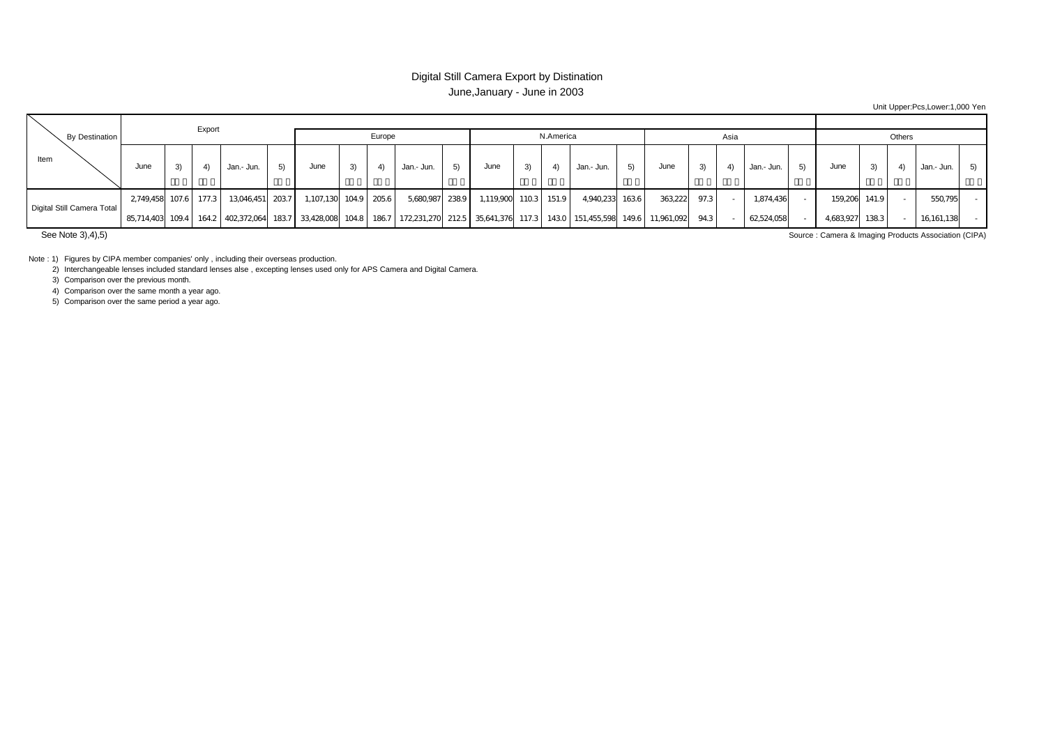# Digital Still Camera Export by Distination

June,January - June in 2003

Unit Upper:Pcs,Lower:1,000 Yen

| By Destination / Item | Export | | | | | Europe | | | | | N.America | | | | | Asia | | | | | Others | | | | |
|---|---|---|---|---|---|---|---|---|---|---|---|---|---|---|---|---|---|---|---|---|---|---|---|---|---|
| | June | 3) | 4) | Jan.- Jun. | 5) | June | 3) | 4) | Jan.- Jun. | 5) | June | 3) | 4) | Jan.- Jun. | 5) | June | 3) | 4) | Jan.- Jun. | 5) | June | 3) | 4) | Jan.- Jun. | 5) |
| Digital Still Camera Total | 2,749,458 | 107.6 | 177.3 | 13,046,451 | 203.7 | 1,107,130 | 104.9 | 205.6 | 5,680,987 | 238.9 | 1,119,900 | 110.3 | 151.9 | 4,940,233 | 163.6 | 363,222 | 97.3 | - | 1,874,436 | - | 159,206 | 141.9 | - | 550,795 | - |
| | 85,714,403 | 109.4 | 164.2 | 402,372,064 | 183.7 | 33,428,008 | 104.8 | 186.7 | 172,231,270 | 212.5 | 35,641,376 | 117.3 | 143.0 | 151,455,598 | 149.6 | 11,961,092 | 94.3 | - | 62,524,058 | - | 4,683,927 | 138.3 | - | 16,161,138 | - |

See Note 3),4),5)

Source : Camera & Imaging Products Association (CIPA)

Note : 1) Figures by CIPA member companies' only , including their overseas production.

2) Interchangeable lenses included standard lenses alse , excepting lenses used only for APS Camera and Digital Camera.

3) Comparison over the previous month.

4) Comparison over the same month a year ago.

5) Comparison over the same period a year ago.